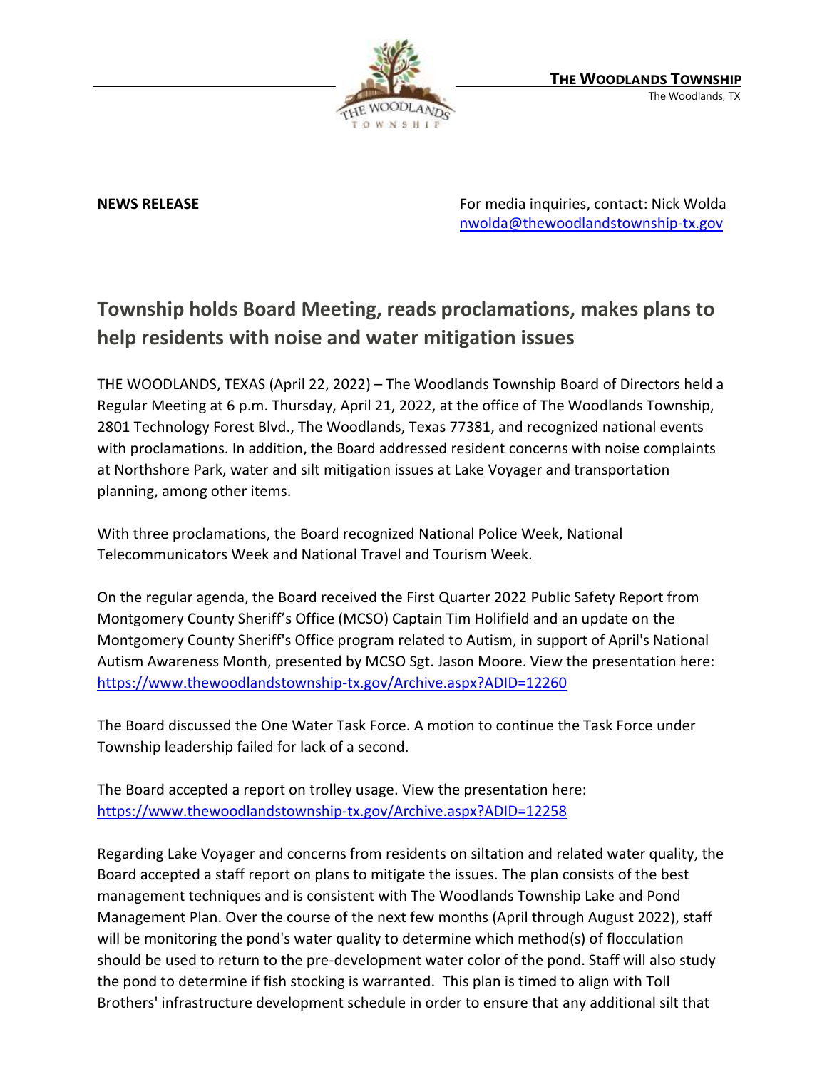**THE WOODLANDS TOWNSHIP**
The Woodlands, TX

**NEWS RELEASE**

For media inquiries, contact: Nick Wolda
nwolda@thewoodlandstownship-tx.gov

## Township holds Board Meeting, reads proclamations, makes plans to help residents with noise and water mitigation issues

THE WOODLANDS, TEXAS (April 22, 2022) – The Woodlands Township Board of Directors held a Regular Meeting at 6 p.m. Thursday, April 21, 2022, at the office of The Woodlands Township, 2801 Technology Forest Blvd., The Woodlands, Texas 77381, and recognized national events with proclamations. In addition, the Board addressed resident concerns with noise complaints at Northshore Park, water and silt mitigation issues at Lake Voyager and transportation planning, among other items.

With three proclamations, the Board recognized National Police Week, National Telecommunicators Week and National Travel and Tourism Week.

On the regular agenda, the Board received the First Quarter 2022 Public Safety Report from Montgomery County Sheriff's Office (MCSO) Captain Tim Holifield and an update on the Montgomery County Sheriff's Office program related to Autism, in support of April's National Autism Awareness Month, presented by MCSO Sgt. Jason Moore. View the presentation here: https://www.thewoodlandstownship-tx.gov/Archive.aspx?ADID=12260

The Board discussed the One Water Task Force. A motion to continue the Task Force under Township leadership failed for lack of a second.

The Board accepted a report on trolley usage. View the presentation here: https://www.thewoodlandstownship-tx.gov/Archive.aspx?ADID=12258

Regarding Lake Voyager and concerns from residents on siltation and related water quality, the Board accepted a staff report on plans to mitigate the issues. The plan consists of the best management techniques and is consistent with The Woodlands Township Lake and Pond Management Plan. Over the course of the next few months (April through August 2022), staff will be monitoring the pond's water quality to determine which method(s) of flocculation should be used to return to the pre-development water color of the pond. Staff will also study the pond to determine if fish stocking is warranted. This plan is timed to align with Toll Brothers' infrastructure development schedule in order to ensure that any additional silt that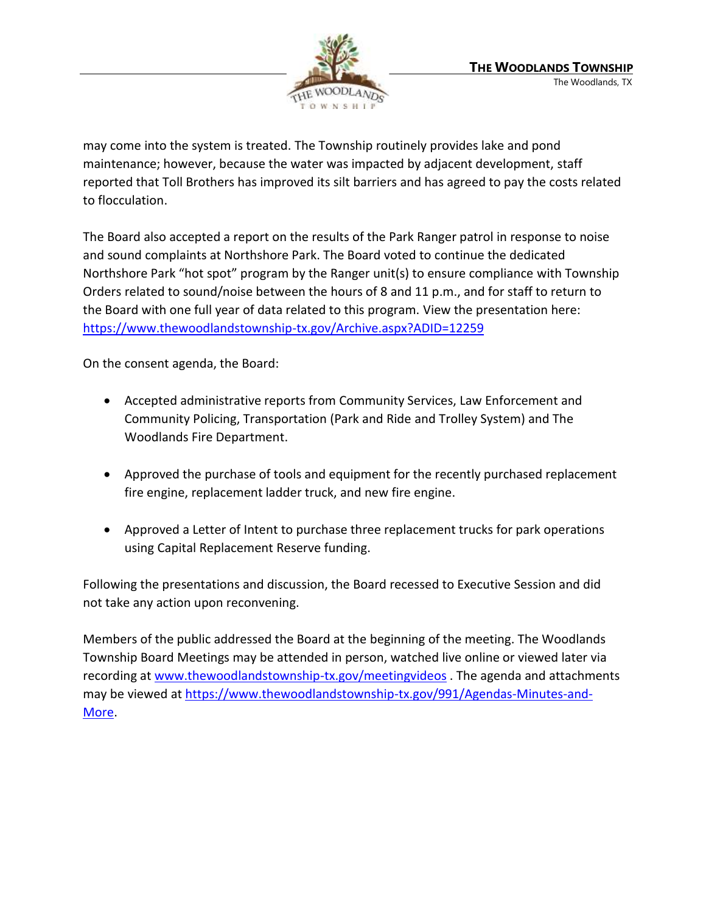may come into the system is treated. The Township routinely provides lake and pond maintenance; however, because the water was impacted by adjacent development, staff reported that Toll Brothers has improved its silt barriers and has agreed to pay the costs related to flocculation.

The Board also accepted a report on the results of the Park Ranger patrol in response to noise and sound complaints at Northshore Park. The Board voted to continue the dedicated Northshore Park "hot spot" program by the Ranger unit(s) to ensure compliance with Township Orders related to sound/noise between the hours of 8 and 11 p.m., and for staff to return to the Board with one full year of data related to this program. View the presentation here: https://www.thewoodlandstownship-tx.gov/Archive.aspx?ADID=12259

On the consent agenda, the Board:

- Accepted administrative reports from Community Services, Law Enforcement and Community Policing, Transportation (Park and Ride and Trolley System) and The Woodlands Fire Department.
- Approved the purchase of tools and equipment for the recently purchased replacement fire engine, replacement ladder truck, and new fire engine.
- Approved a Letter of Intent to purchase three replacement trucks for park operations using Capital Replacement Reserve funding.

Following the presentations and discussion, the Board recessed to Executive Session and did not take any action upon reconvening.

Members of the public addressed the Board at the beginning of the meeting. The Woodlands Township Board Meetings may be attended in person, watched live online or viewed later via recording at www.thewoodlandstownship-tx.gov/meetingvideos . The agenda and attachments may be viewed at https://www.thewoodlandstownship-tx.gov/991/Agendas-Minutes-and-More.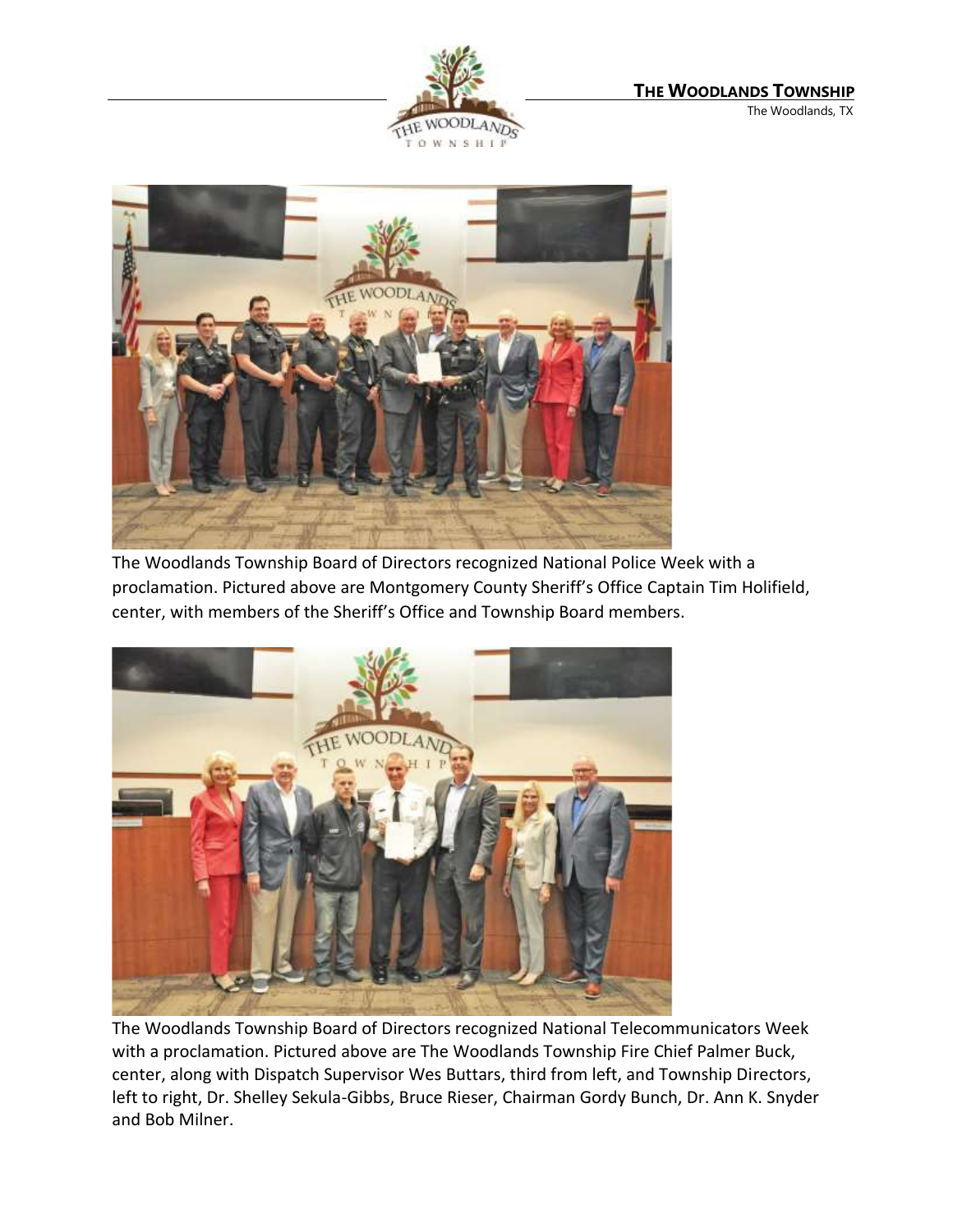The Woodlands Township Board of Directors recognized National Police Week with a proclamation. Pictured above are Montgomery County Sheriff's Office Captain Tim Holifield, center, with members of the Sheriff's Office and Township Board members.

The Woodlands Township Board of Directors recognized National Telecommunicators Week with a proclamation. Pictured above are The Woodlands Township Fire Chief Palmer Buck, center, along with Dispatch Supervisor Wes Buttars, third from left, and Township Directors, left to right, Dr. Shelley Sekula-Gibbs, Bruce Rieser, Chairman Gordy Bunch, Dr. Ann K. Snyder and Bob Milner.